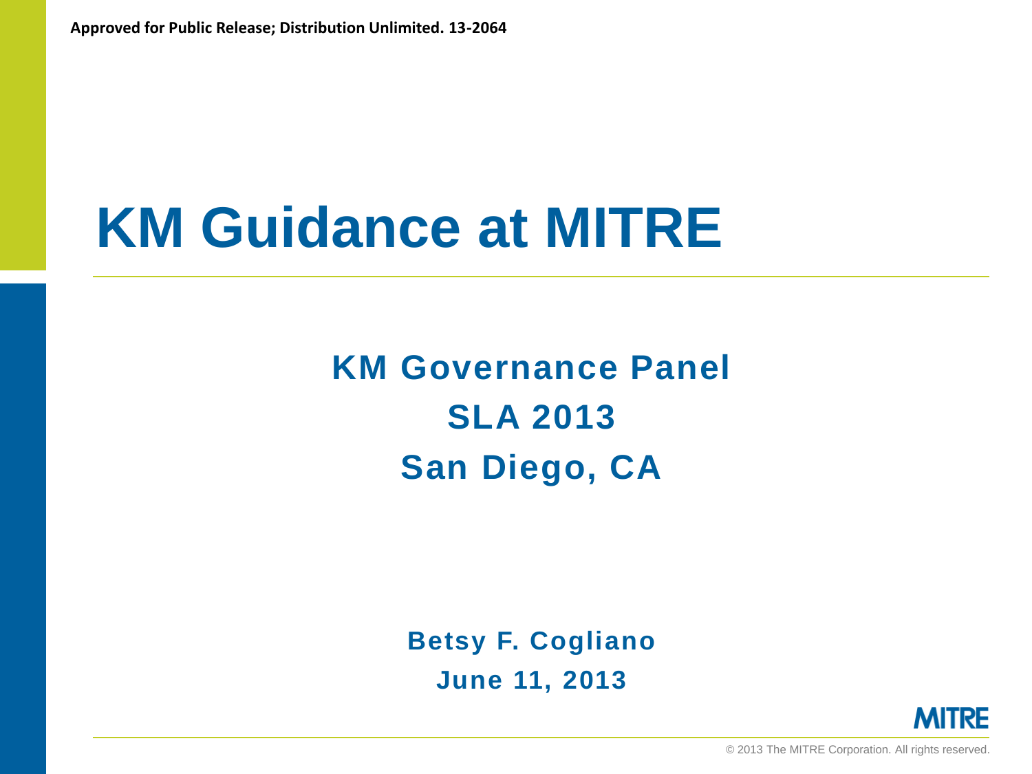**Approved for Public Release; Distribution Unlimited. 13-2064**

# KM Guidance at MITRE

## KM Governance Panel
## SLA 2013
## San Diego, CA

**Betsy F. Cogliano**

**June 11, 2013**

MITRE

© 2013 The MITRE Corporation. All rights reserved.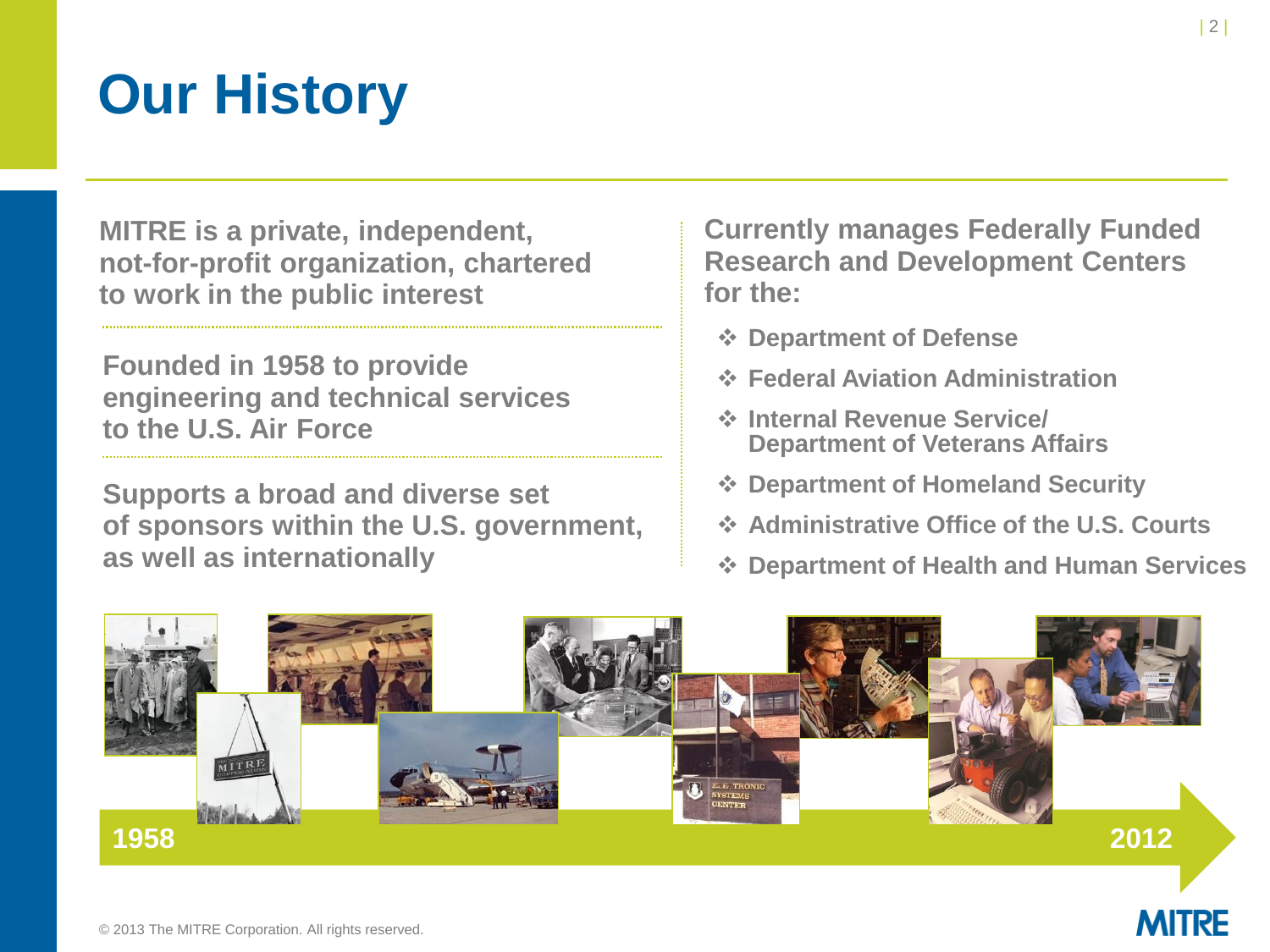# Our History

MITRE is a private, independent, not-for-profit organization, chartered to work in the public interest

Founded in 1958 to provide engineering and technical services to the U.S. Air Force

Supports a broad and diverse set of sponsors within the U.S. government, as well as internationally

Currently manages Federally Funded Research and Development Centers for the:

- Department of Defense
- Federal Aviation Administration
- Internal Revenue Service/ Department of Veterans Affairs
- Department of Homeland Security
- Administrative Office of the U.S. Courts
- Department of Health and Human Services

1958 — 2012

© 2013 The MITRE Corporation. All rights reserved.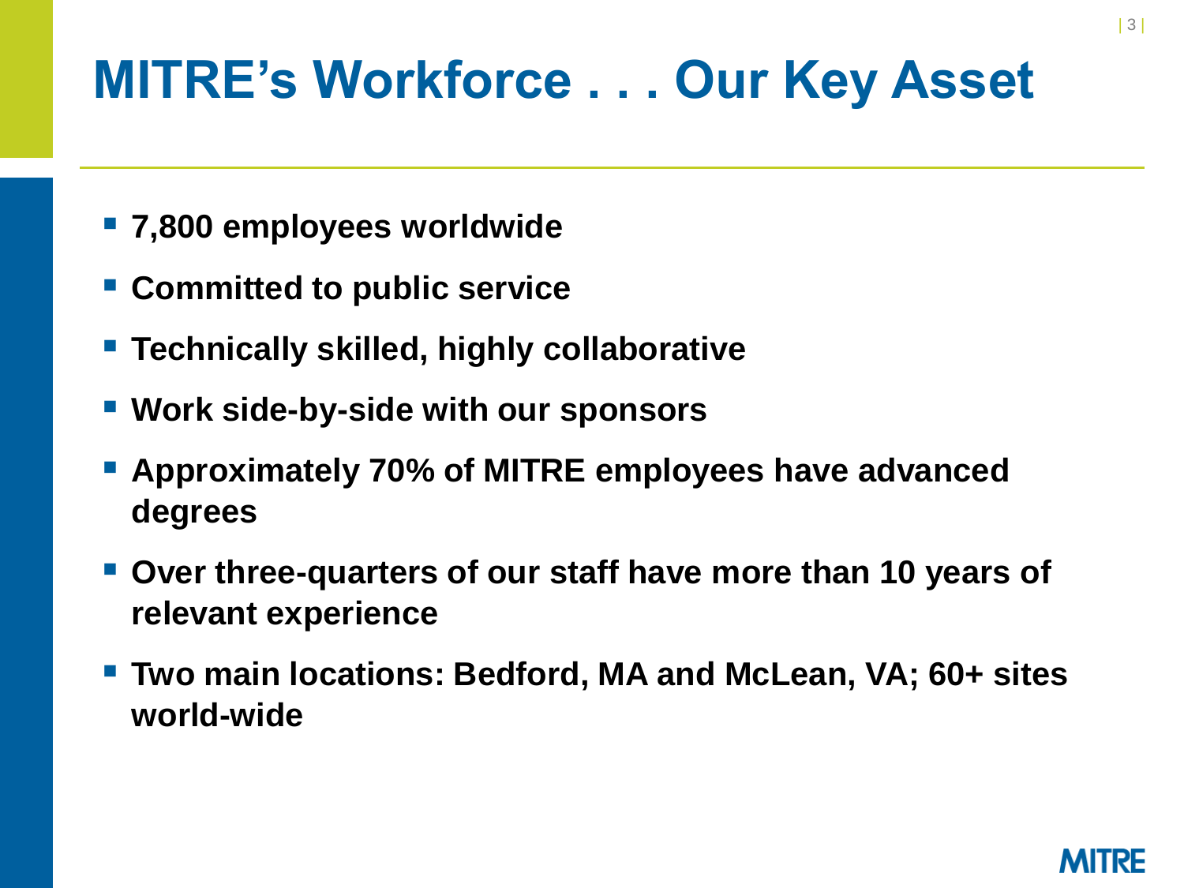# MITRE's Workforce . . . Our Key Asset

- **7,800 employees worldwide**
- **Committed to public service**
- **Technically skilled, highly collaborative**
- **Work side-by-side with our sponsors**
- **Approximately 70% of MITRE employees have advanced degrees**
- **Over three-quarters of our staff have more than 10 years of relevant experience**
- **Two main locations: Bedford, MA and McLean, VA; 60+ sites world-wide**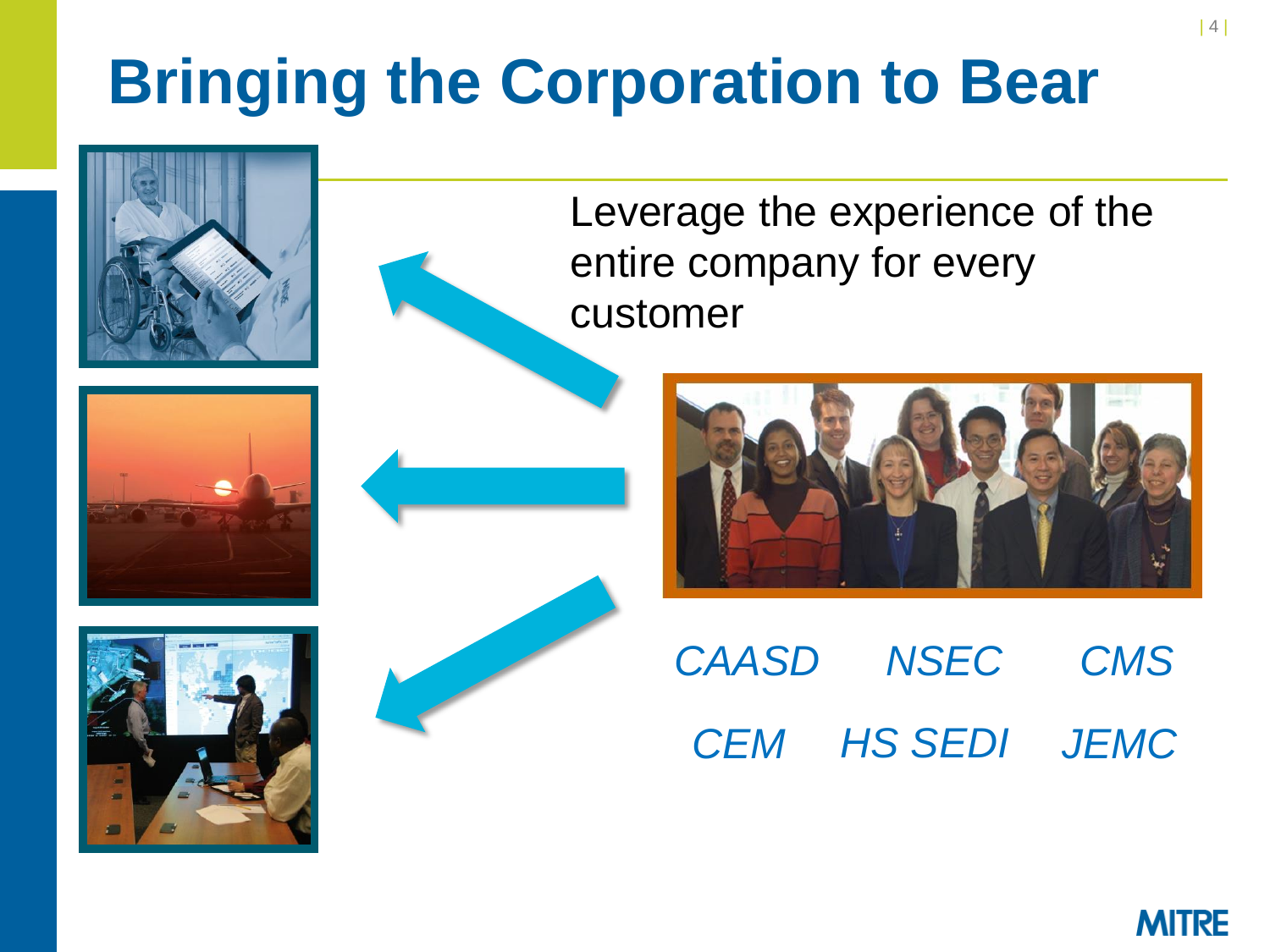# Bringing the Corporation to Bear

Leverage the experience of the entire company for every customer

*CAASD* *NSEC* *CMS*

*CEM* *HS SEDI* *JEMC*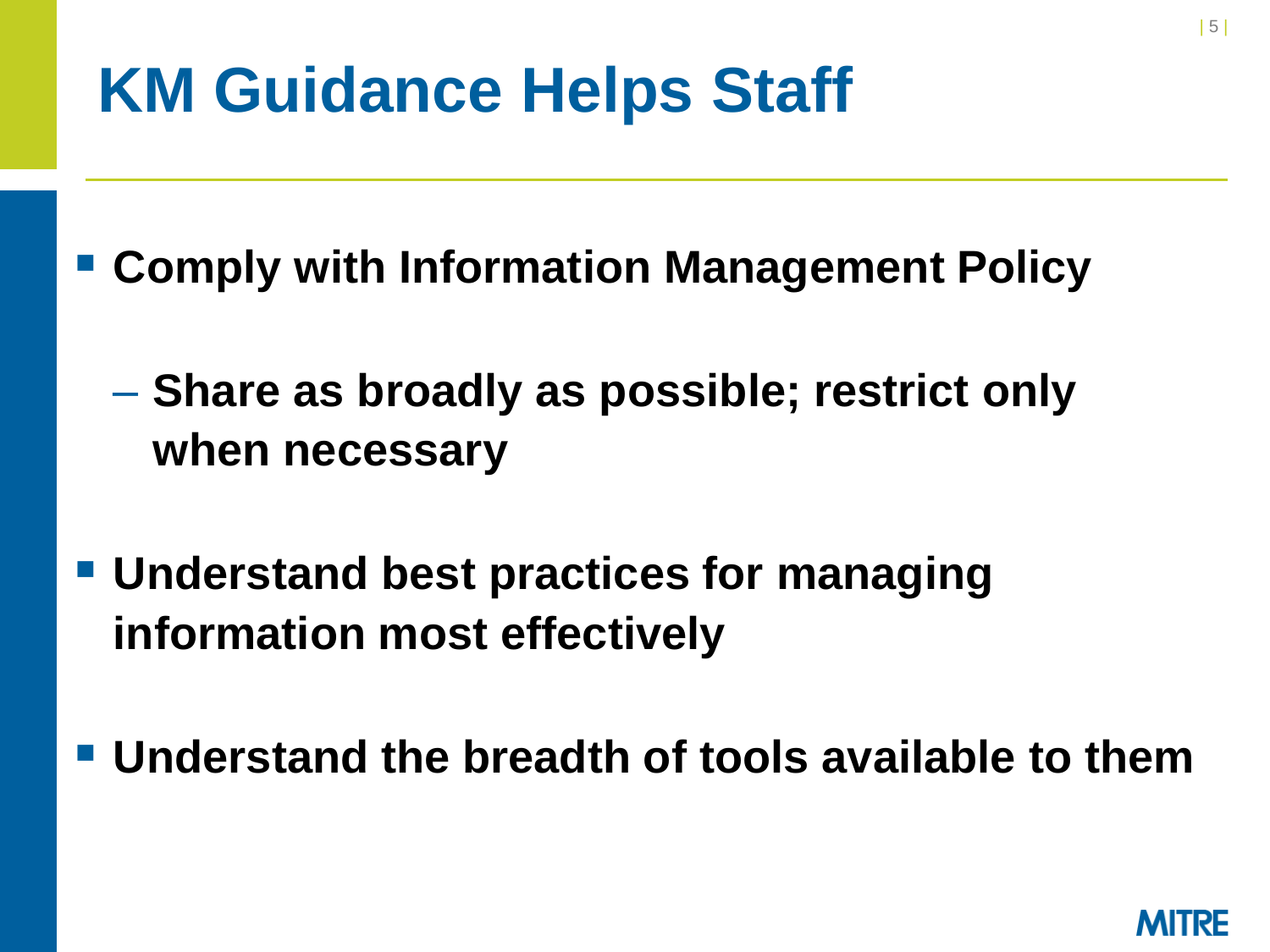# KM Guidance Helps Staff

- **Comply with Information Management Policy**
  - **Share as broadly as possible; restrict only when necessary**
- **Understand best practices for managing information most effectively**
- **Understand the breadth of tools available to them**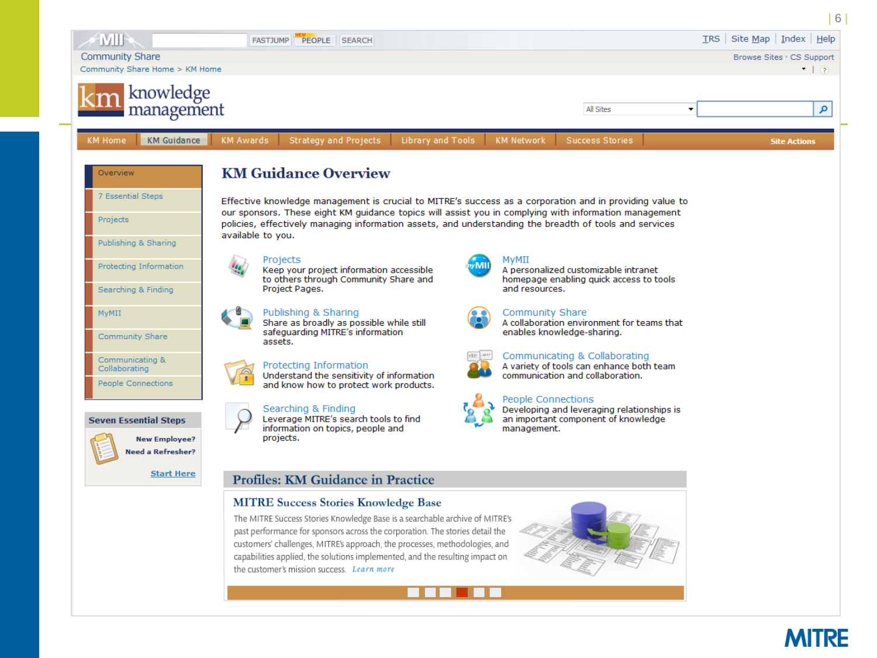MII | FASTJUMP | PEOPLE | SEARCH | TRS | Site Map | Index | Help

Community Share

Community Share Home > KM Home

Browse Sites · CS Support

km knowledge management

All Sites

KM Home | KM Guidance | KM Awards | Strategy and Projects | Library and Tools | KM Network | Success Stories | Site Actions

- Overview
- 7 Essential Steps
- Projects
- Publishing & Sharing
- Protecting Information
- Searching & Finding
- MyMII
- Community Share
- Communicating & Collaborating
- People Connections

**Seven Essential Steps**

**New Employee?**
**Need a Refresher?**

Start Here

# KM Guidance Overview

Effective knowledge management is crucial to MITRE's success as a corporation and in providing value to our sponsors. These eight KM guidance topics will assist you in complying with information management policies, effectively managing information assets, and understanding the breadth of tools and services available to you.

**Projects**
Keep your project information accessible to others through Community Share and Project Pages.

**Publishing & Sharing**
Share as broadly as possible while still safeguarding MITRE's information assets.

**Protecting Information**
Understand the sensitivity of information and know how to protect work products.

**Searching & Finding**
Leverage MITRE's search tools to find information on topics, people and projects.

**MyMII**
A personalized customizable intranet homepage enabling quick access to tools and resources.

**Community Share**
A collaboration environment for teams that enables knowledge-sharing.

**Communicating & Collaborating**
A variety of tools can enhance both team communication and collaboration.

**People Connections**
Developing and leveraging relationships is an important component of knowledge management.

## Profiles: KM Guidance in Practice

### MITRE Success Stories Knowledge Base

The MITRE Success Stories Knowledge Base is a searchable archive of MITRE's past performance for sponsors across the corporation. The stories detail the customers' challenges, MITRE's approach, the processes, methodologies, and capabilities applied, the solutions implemented, and the resulting impact on the customer's mission success. *Learn more*

MITRE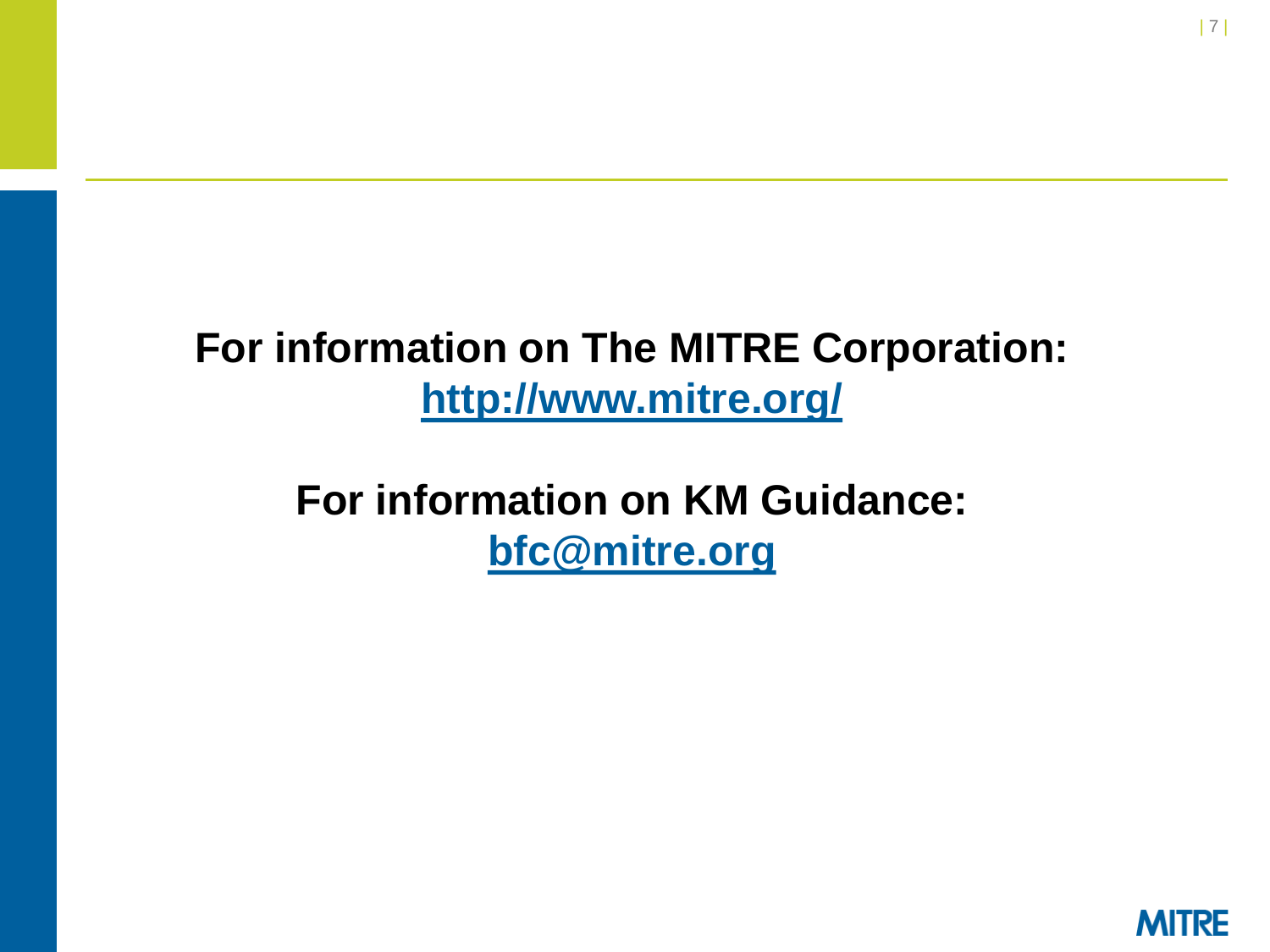**For information on The MITRE Corporation:**
**http://www.mitre.org/**

**For information on KM Guidance:**
**bfc@mitre.org**

MITRE